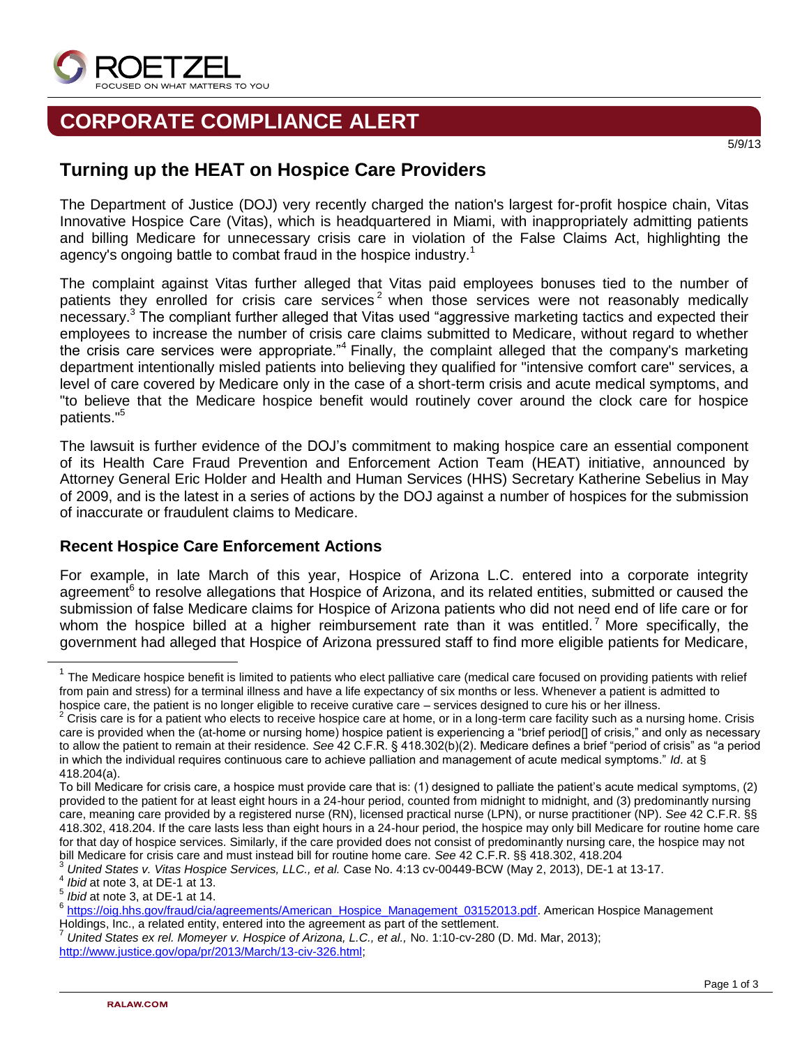# CORPORATE COMPLIANCE ALERT

5/9/13

## Turning up the HEAT on Hospice Care Providers

The Department of Justice (DOJ) very recently charged the nation's largest for-profit hospice chain, Vitas Innovative Hospice Care (Vitas), which is headquartered in Miami, with inappropriately admitting patients and billing Medicare for unnecessary crisis care in violation of the False Claims Act, highlighting the agency's ongoing battle to combat fraud in the hospice industry.[1]

The complaint against Vitas further alleged that Vitas paid employees bonuses tied to the number of patients they enrolled for crisis care services[2] when those services were not reasonably medically necessary.[3] The compliant further alleged that Vitas used "aggressive marketing tactics and expected their employees to increase the number of crisis care claims submitted to Medicare, without regard to whether the crisis care services were appropriate."[4] Finally, the complaint alleged that the company's marketing department intentionally misled patients into believing they qualified for "intensive comfort care" services, a level of care covered by Medicare only in the case of a short-term crisis and acute medical symptoms, and "to believe that the Medicare hospice benefit would routinely cover around the clock care for hospice patients."[5]

The lawsuit is further evidence of the DOJ's commitment to making hospice care an essential component of its Health Care Fraud Prevention and Enforcement Action Team (HEAT) initiative, announced by Attorney General Eric Holder and Health and Human Services (HHS) Secretary Katherine Sebelius in May of 2009, and is the latest in a series of actions by the DOJ against a number of hospices for the submission of inaccurate or fraudulent claims to Medicare.

### Recent Hospice Care Enforcement Actions

For example, in late March of this year, Hospice of Arizona L.C. entered into a corporate integrity agreement[6] to resolve allegations that Hospice of Arizona, and its related entities, submitted or caused the submission of false Medicare claims for Hospice of Arizona patients who did not need end of life care or for whom the hospice billed at a higher reimbursement rate than it was entitled.[7] More specifically, the government had alleged that Hospice of Arizona pressured staff to find more eligible patients for Medicare,

---

[1] The Medicare hospice benefit is limited to patients who elect palliative care (medical care focused on providing patients with relief from pain and stress) for a terminal illness and have a life expectancy of six months or less. Whenever a patient is admitted to hospice care, the patient is no longer eligible to receive curative care – services designed to cure his or her illness.

[2] Crisis care is for a patient who elects to receive hospice care at home, or in a long-term care facility such as a nursing home. Crisis care is provided when the (at-home or nursing home) hospice patient is experiencing a "brief period[] of crisis," and only as necessary to allow the patient to remain at their residence. *See* 42 C.F.R. § 418.302(b)(2). Medicare defines a brief "period of crisis" as "a period in which the individual requires continuous care to achieve palliation and management of acute medical symptoms." *Id*. at § 418.204(a).

To bill Medicare for crisis care, a hospice must provide care that is: (1) designed to palliate the patient's acute medical symptoms, (2) provided to the patient for at least eight hours in a 24-hour period, counted from midnight to midnight, and (3) predominantly nursing care, meaning care provided by a registered nurse (RN), licensed practical nurse (LPN), or nurse practitioner (NP). *See* 42 C.F.R. §§ 418.302, 418.204. If the care lasts less than eight hours in a 24-hour period, the hospice may only bill Medicare for routine home care for that day of hospice services. Similarly, if the care provided does not consist of predominantly nursing care, the hospice may not bill Medicare for crisis care and must instead bill for routine home care. *See* 42 C.F.R. §§ 418.302, 418.204

[3] *United States v. Vitas Hospice Services, LLC., et al.* Case No. 4:13 cv-00449-BCW (May 2, 2013), DE-1 at 13-17.

[4] *Ibid* at note 3, at DE-1 at 13.

[5] *Ibid* at note 3, at DE-1 at 14.

[6] https://oig.hhs.gov/fraud/cia/agreements/American_Hospice_Management_03152013.pdf. American Hospice Management Holdings, Inc., a related entity, entered into the agreement as part of the settlement.

[7] *United States ex rel. Momeyer v. Hospice of Arizona, L.C., et al.,* No. 1:10-cv-280 (D. Md. Mar, 2013); http://www.justice.gov/opa/pr/2013/March/13-civ-326.html;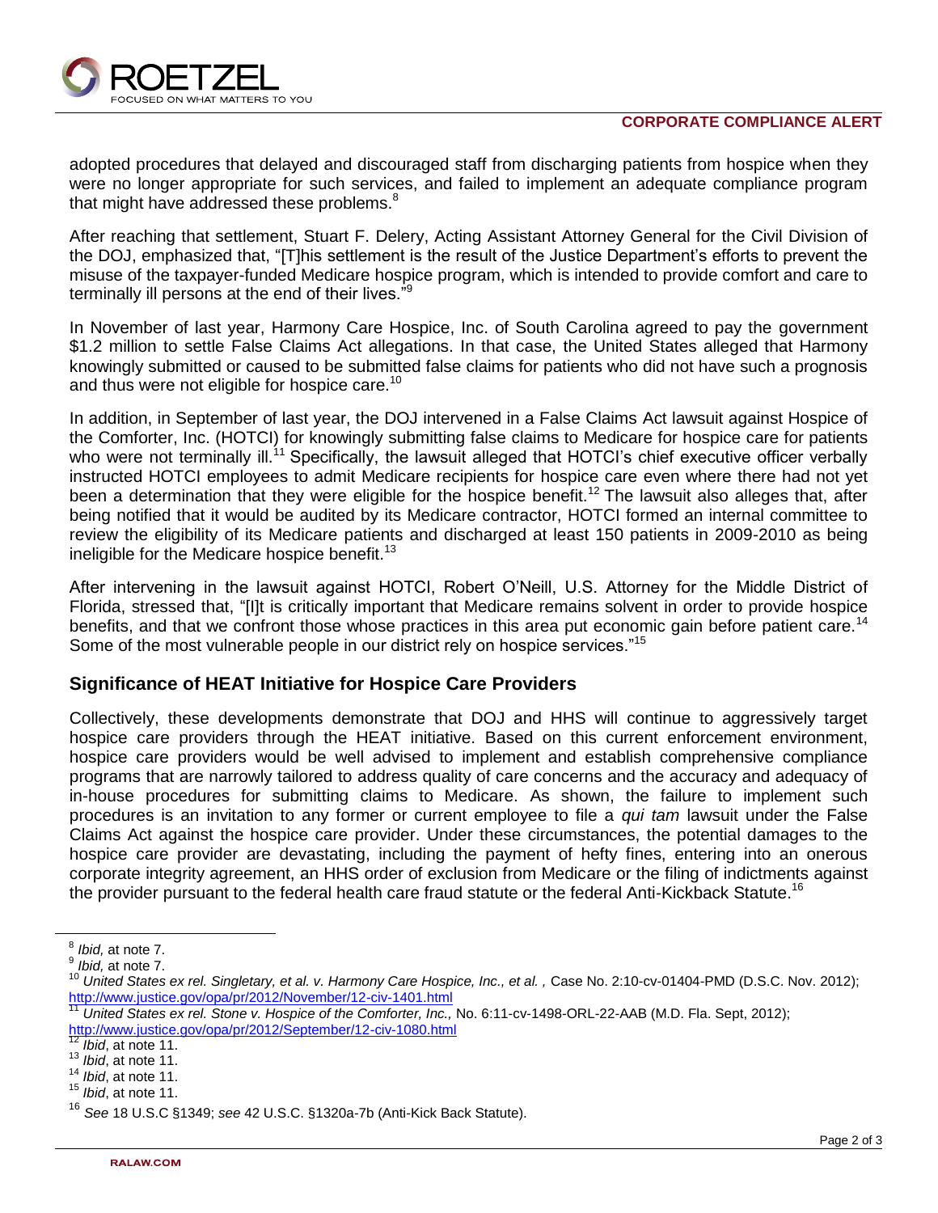adopted procedures that delayed and discouraged staff from discharging patients from hospice when they were no longer appropriate for such services, and failed to implement an adequate compliance program that might have addressed these problems.[8]

After reaching that settlement, Stuart F. Delery, Acting Assistant Attorney General for the Civil Division of the DOJ, emphasized that, "[T]his settlement is the result of the Justice Department's efforts to prevent the misuse of the taxpayer-funded Medicare hospice program, which is intended to provide comfort and care to terminally ill persons at the end of their lives."[9]

In November of last year, Harmony Care Hospice, Inc. of South Carolina agreed to pay the government $1.2 million to settle False Claims Act allegations. In that case, the United States alleged that Harmony knowingly submitted or caused to be submitted false claims for patients who did not have such a prognosis and thus were not eligible for hospice care.[10]

In addition, in September of last year, the DOJ intervened in a False Claims Act lawsuit against Hospice of the Comforter, Inc. (HOTCI) for knowingly submitting false claims to Medicare for hospice care for patients who were not terminally ill.[11] Specifically, the lawsuit alleged that HOTCI's chief executive officer verbally instructed HOTCI employees to admit Medicare recipients for hospice care even where there had not yet been a determination that they were eligible for the hospice benefit.[12] The lawsuit also alleges that, after being notified that it would be audited by its Medicare contractor, HOTCI formed an internal committee to review the eligibility of its Medicare patients and discharged at least 150 patients in 2009-2010 as being ineligible for the Medicare hospice benefit.[13]

After intervening in the lawsuit against HOTCI, Robert O'Neill, U.S. Attorney for the Middle District of Florida, stressed that, "[I]t is critically important that Medicare remains solvent in order to provide hospice benefits, and that we confront those whose practices in this area put economic gain before patient care.[14] Some of the most vulnerable people in our district rely on hospice services."[15]

## Significance of HEAT Initiative for Hospice Care Providers

Collectively, these developments demonstrate that DOJ and HHS will continue to aggressively target hospice care providers through the HEAT initiative. Based on this current enforcement environment, hospice care providers would be well advised to implement and establish comprehensive compliance programs that are narrowly tailored to address quality of care concerns and the accuracy and adequacy of in-house procedures for submitting claims to Medicare. As shown, the failure to implement such procedures is an invitation to any former or current employee to file a *qui tam* lawsuit under the False Claims Act against the hospice care provider. Under these circumstances, the potential damages to the hospice care provider are devastating, including the payment of hefty fines, entering into an onerous corporate integrity agreement, an HHS order of exclusion from Medicare or the filing of indictments against the provider pursuant to the federal health care fraud statute or the federal Anti-Kickback Statute.[16]

---

[8] *Ibid,* at note 7.

[9] *Ibid,* at note 7.

[10] *United States ex rel. Singletary, et al. v. Harmony Care Hospice, Inc., et al. ,* Case No. 2:10-cv-01404-PMD (D.S.C. Nov. 2012); http://www.justice.gov/opa/pr/2012/November/12-civ-1401.html

[11] *United States ex rel. Stone v. Hospice of the Comforter, Inc.,* No. 6:11-cv-1498-ORL-22-AAB (M.D. Fla. Sept, 2012); http://www.justice.gov/opa/pr/2012/September/12-civ-1080.html

[12] *Ibid*, at note 11.

[13] *Ibid*, at note 11.

[14] *Ibid*, at note 11.

[15] *Ibid*, at note 11.

[16] *See* 18 U.S.C §1349; *see* 42 U.S.C. §1320a-7b (Anti-Kick Back Statute).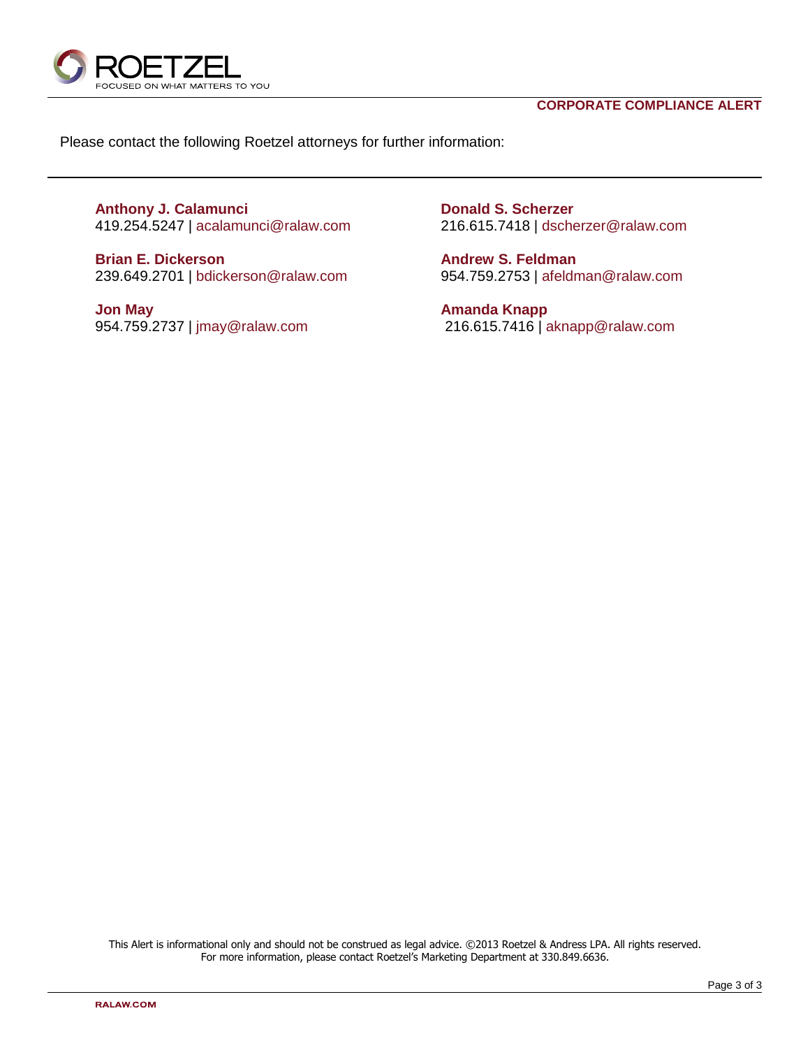Please contact the following Roetzel attorneys for further information:

**Anthony J. Calamunci**
419.254.5247 | acalamunci@ralaw.com

**Brian E. Dickerson**
239.649.2701 | bdickerson@ralaw.com

**Jon May**
954.759.2737 | jmay@ralaw.com

**Donald S. Scherzer**
216.615.7418 | dscherzer@ralaw.com

**Andrew S. Feldman**
954.759.2753 | afeldman@ralaw.com

**Amanda Knapp**
216.615.7416 | aknapp@ralaw.com

This Alert is informational only and should not be construed as legal advice. ©2013 Roetzel & Andress LPA. All rights reserved.
For more information, please contact Roetzel's Marketing Department at 330.849.6636.